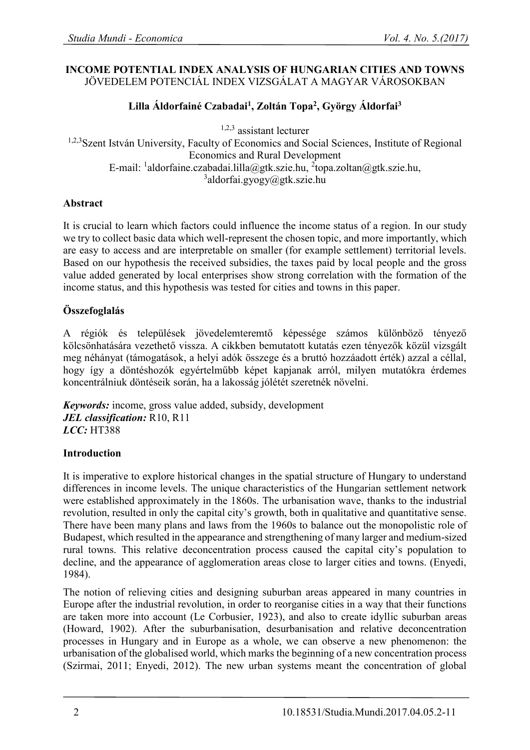# INCOME POTENTIAL INDEX ANALYSIS OF HUNGARIAN CITIES AND TOWNS
JÖVEDELEM POTENCIÁL INDEX VIZSGÁLAT A MAGYAR VÁROSOKBAN

**Lilla Áldorfainé Czabadai[1], Zoltán Topa[2], György Áldorfai[3]**

[1,2,3] assistant lecturer
[1,2,3] Szent István University, Faculty of Economics and Social Sciences, Institute of Regional Economics and Rural Development
E-mail: [1]aldorfaine.czabadai.lilla@gtk.szie.hu, [2]topa.zoltan@gtk.szie.hu, [3]aldorfai.gyogy@gtk.szie.hu

## Abstract

It is crucial to learn which factors could influence the income status of a region. In our study we try to collect basic data which well-represent the chosen topic, and more importantly, which are easy to access and are interpretable on smaller (for example settlement) territorial levels. Based on our hypothesis the received subsidies, the taxes paid by local people and the gross value added generated by local enterprises show strong correlation with the formation of the income status, and this hypothesis was tested for cities and towns in this paper.

## Összefoglalás

A régiók és települések jövedelemteremtő képessége számos különböző tényező kölcsönhatására vezethető vissza. A cikkben bemutatott kutatás ezen tényezők közül vizsgált meg néhányat (támogatások, a helyi adók összege és a bruttó hozzáadott érték) azzal a céllal, hogy így a döntéshozók egyértelműbb képet kapjanak arról, milyen mutatókra érdemes koncentrálniuk döntéseik során, ha a lakosság jólétét szeretnék növelni.

***Keywords:*** income, gross value added, subsidy, development
***JEL classification:*** R10, R11
***LCC:*** HT388

## Introduction

It is imperative to explore historical changes in the spatial structure of Hungary to understand differences in income levels. The unique characteristics of the Hungarian settlement network were established approximately in the 1860s. The urbanisation wave, thanks to the industrial revolution, resulted in only the capital city's growth, both in qualitative and quantitative sense. There have been many plans and laws from the 1960s to balance out the monopolistic role of Budapest, which resulted in the appearance and strengthening of many larger and medium-sized rural towns. This relative deconcentration process caused the capital city's population to decline, and the appearance of agglomeration areas close to larger cities and towns. (Enyedi, 1984).

The notion of relieving cities and designing suburban areas appeared in many countries in Europe after the industrial revolution, in order to reorganise cities in a way that their functions are taken more into account (Le Corbusier, 1923), and also to create idyllic suburban areas (Howard, 1902). After the suburbanisation, desurbanisation and relative deconcentration processes in Hungary and in Europe as a whole, we can observe a new phenomenon: the urbanisation of the globalised world, which marks the beginning of a new concentration process (Szirmai, 2011; Enyedi, 2012). The new urban systems meant the concentration of global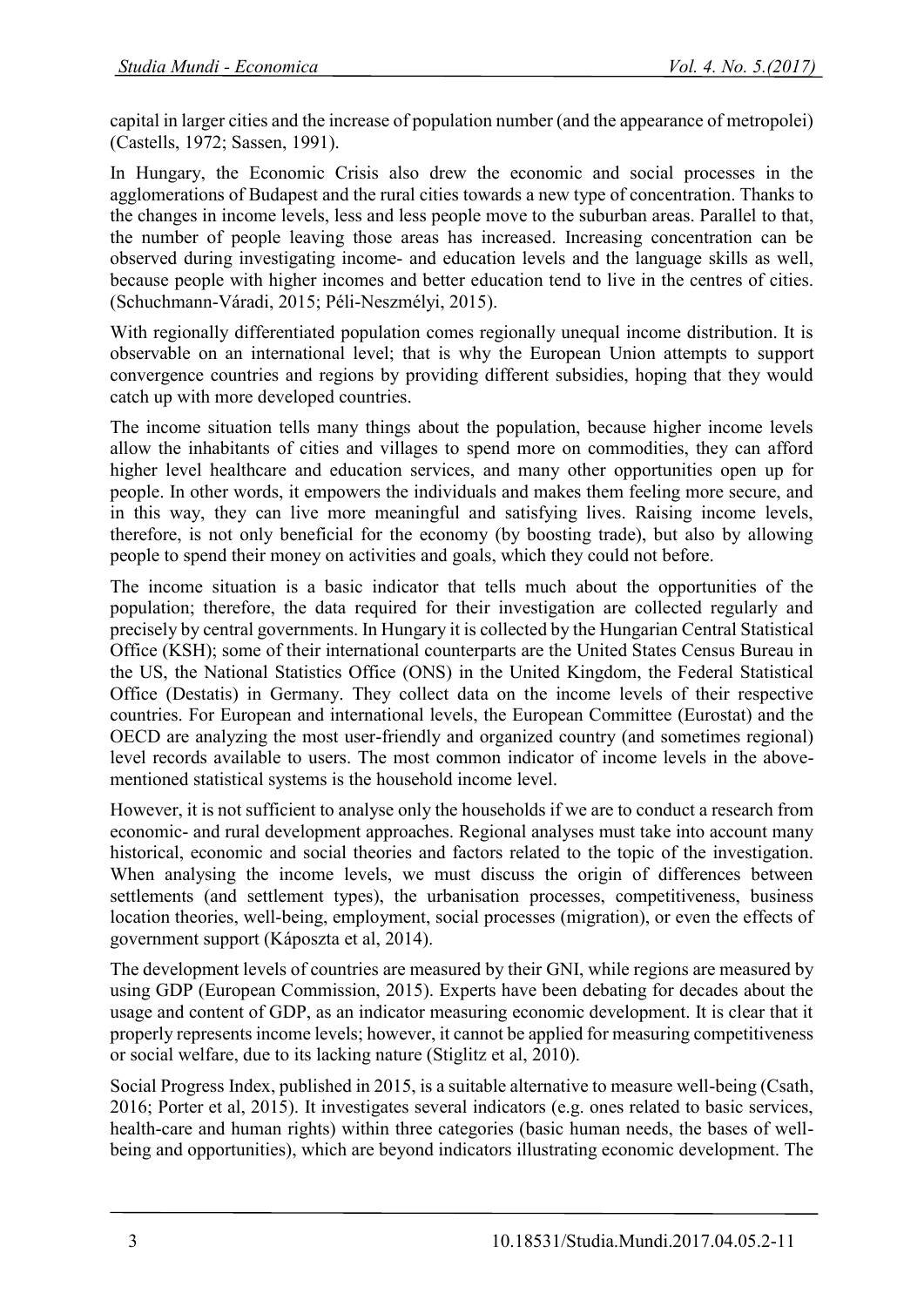capital in larger cities and the increase of population number (and the appearance of metropolei) (Castells, 1972; Sassen, 1991).

In Hungary, the Economic Crisis also drew the economic and social processes in the agglomerations of Budapest and the rural cities towards a new type of concentration. Thanks to the changes in income levels, less and less people move to the suburban areas. Parallel to that, the number of people leaving those areas has increased. Increasing concentration can be observed during investigating income- and education levels and the language skills as well, because people with higher incomes and better education tend to live in the centres of cities. (Schuchmann-Váradi, 2015; Péli-Neszmélyi, 2015).

With regionally differentiated population comes regionally unequal income distribution. It is observable on an international level; that is why the European Union attempts to support convergence countries and regions by providing different subsidies, hoping that they would catch up with more developed countries.

The income situation tells many things about the population, because higher income levels allow the inhabitants of cities and villages to spend more on commodities, they can afford higher level healthcare and education services, and many other opportunities open up for people. In other words, it empowers the individuals and makes them feeling more secure, and in this way, they can live more meaningful and satisfying lives. Raising income levels, therefore, is not only beneficial for the economy (by boosting trade), but also by allowing people to spend their money on activities and goals, which they could not before.

The income situation is a basic indicator that tells much about the opportunities of the population; therefore, the data required for their investigation are collected regularly and precisely by central governments. In Hungary it is collected by the Hungarian Central Statistical Office (KSH); some of their international counterparts are the United States Census Bureau in the US, the National Statistics Office (ONS) in the United Kingdom, the Federal Statistical Office (Destatis) in Germany. They collect data on the income levels of their respective countries. For European and international levels, the European Committee (Eurostat) and the OECD are analyzing the most user-friendly and organized country (and sometimes regional) level records available to users. The most common indicator of income levels in the above-mentioned statistical systems is the household income level.

However, it is not sufficient to analyse only the households if we are to conduct a research from economic- and rural development approaches. Regional analyses must take into account many historical, economic and social theories and factors related to the topic of the investigation. When analysing the income levels, we must discuss the origin of differences between settlements (and settlement types), the urbanisation processes, competitiveness, business location theories, well-being, employment, social processes (migration), or even the effects of government support (Káposzta et al, 2014).

The development levels of countries are measured by their GNI, while regions are measured by using GDP (European Commission, 2015). Experts have been debating for decades about the usage and content of GDP, as an indicator measuring economic development. It is clear that it properly represents income levels; however, it cannot be applied for measuring competitiveness or social welfare, due to its lacking nature (Stiglitz et al, 2010).

Social Progress Index, published in 2015, is a suitable alternative to measure well-being (Csath, 2016; Porter et al, 2015). It investigates several indicators (e.g. ones related to basic services, health-care and human rights) within three categories (basic human needs, the bases of well-being and opportunities), which are beyond indicators illustrating economic development. The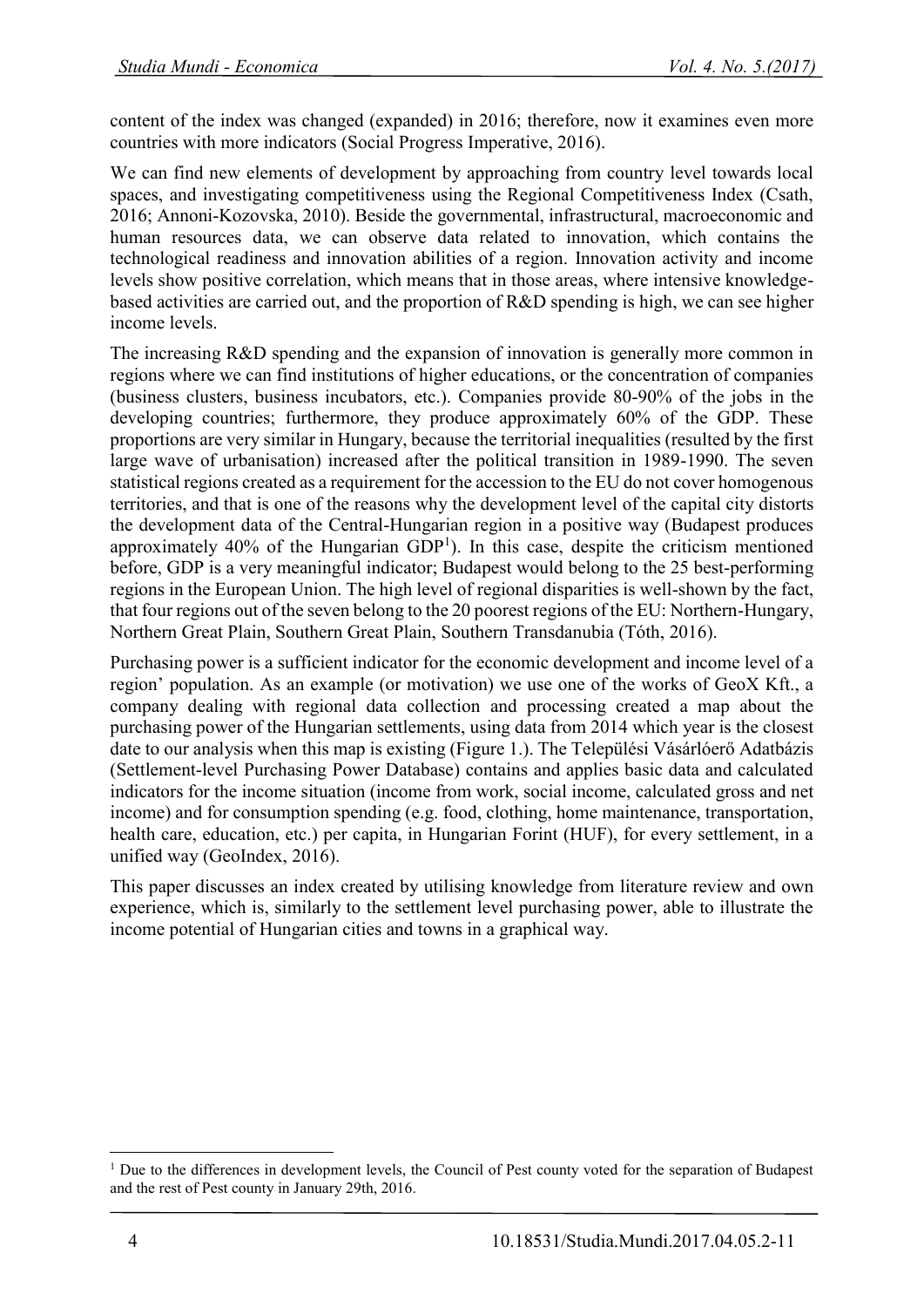content of the index was changed (expanded) in 2016; therefore, now it examines even more countries with more indicators (Social Progress Imperative, 2016).

We can find new elements of development by approaching from country level towards local spaces, and investigating competitiveness using the Regional Competitiveness Index (Csath, 2016; Annoni-Kozovska, 2010). Beside the governmental, infrastructural, macroeconomic and human resources data, we can observe data related to innovation, which contains the technological readiness and innovation abilities of a region. Innovation activity and income levels show positive correlation, which means that in those areas, where intensive knowledge-based activities are carried out, and the proportion of R&D spending is high, we can see higher income levels.

The increasing R&D spending and the expansion of innovation is generally more common in regions where we can find institutions of higher educations, or the concentration of companies (business clusters, business incubators, etc.). Companies provide 80-90% of the jobs in the developing countries; furthermore, they produce approximately 60% of the GDP. These proportions are very similar in Hungary, because the territorial inequalities (resulted by the first large wave of urbanisation) increased after the political transition in 1989-1990. The seven statistical regions created as a requirement for the accession to the EU do not cover homogenous territories, and that is one of the reasons why the development level of the capital city distorts the development data of the Central-Hungarian region in a positive way (Budapest produces approximately 40% of the Hungarian GDP[1]). In this case, despite the criticism mentioned before, GDP is a very meaningful indicator; Budapest would belong to the 25 best-performing regions in the European Union. The high level of regional disparities is well-shown by the fact, that four regions out of the seven belong to the 20 poorest regions of the EU: Northern-Hungary, Northern Great Plain, Southern Great Plain, Southern Transdanubia (Tóth, 2016).

Purchasing power is a sufficient indicator for the economic development and income level of a region' population. As an example (or motivation) we use one of the works of GeoX Kft., a company dealing with regional data collection and processing created a map about the purchasing power of the Hungarian settlements, using data from 2014 which year is the closest date to our analysis when this map is existing (Figure 1.). The Települési Vásárlóerő Adatbázis (Settlement-level Purchasing Power Database) contains and applies basic data and calculated indicators for the income situation (income from work, social income, calculated gross and net income) and for consumption spending (e.g. food, clothing, home maintenance, transportation, health care, education, etc.) per capita, in Hungarian Forint (HUF), for every settlement, in a unified way (GeoIndex, 2016).

This paper discusses an index created by utilising knowledge from literature review and own experience, which is, similarly to the settlement level purchasing power, able to illustrate the income potential of Hungarian cities and towns in a graphical way.

[1] Due to the differences in development levels, the Council of Pest county voted for the separation of Budapest and the rest of Pest county in January 29th, 2016.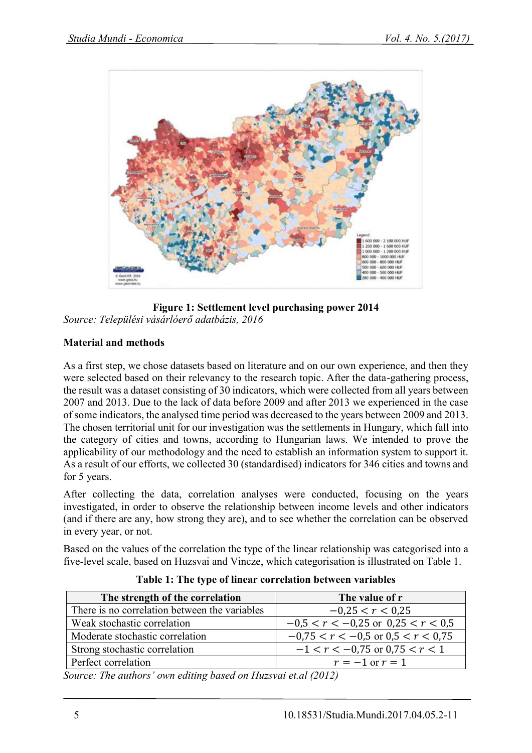**Figure 1: Settlement level purchasing power 2014**

*Source: Települési vásárlóerő adatbázis, 2016*

**Material and methods**

As a first step, we chose datasets based on literature and on our own experience, and then they were selected based on their relevancy to the research topic. After the data-gathering process, the result was a dataset consisting of 30 indicators, which were collected from all years between 2007 and 2013. Due to the lack of data before 2009 and after 2013 we experienced in the case of some indicators, the analysed time period was decreased to the years between 2009 and 2013. The chosen territorial unit for our investigation was the settlements in Hungary, which fall into the category of cities and towns, according to Hungarian laws. We intended to prove the applicability of our methodology and the need to establish an information system to support it. As a result of our efforts, we collected 30 (standardised) indicators for 346 cities and towns and for 5 years.

After collecting the data, correlation analyses were conducted, focusing on the years investigated, in order to observe the relationship between income levels and other indicators (and if there are any, how strong they are), and to see whether the correlation can be observed in every year, or not.

Based on the values of the correlation the type of the linear relationship was categorised into a five-level scale, based on Huzsvai and Vincze, which categorisation is illustrated on Table 1.

**Table 1: The type of linear correlation between variables**

| The strength of the correlation | The value of r |
|---|---|
| There is no correlation between the variables | $-0{,}25 < r < 0{,}25$ |
| Weak stochastic correlation | $-0{,}5 < r < -0{,}25$ or $0{,}25 < r < 0{,}5$ |
| Moderate stochastic correlation | $-0{,}75 < r < -0{,}5$ or $0{,}5 < r < 0{,}75$ |
| Strong stochastic correlation | $-1 < r < -0{,}75$ or $0{,}75 < r < 1$ |
| Perfect correlation | $r = -1$ or $r = 1$ |

*Source: The authors' own editing based on Huzsvai et.al (2012)*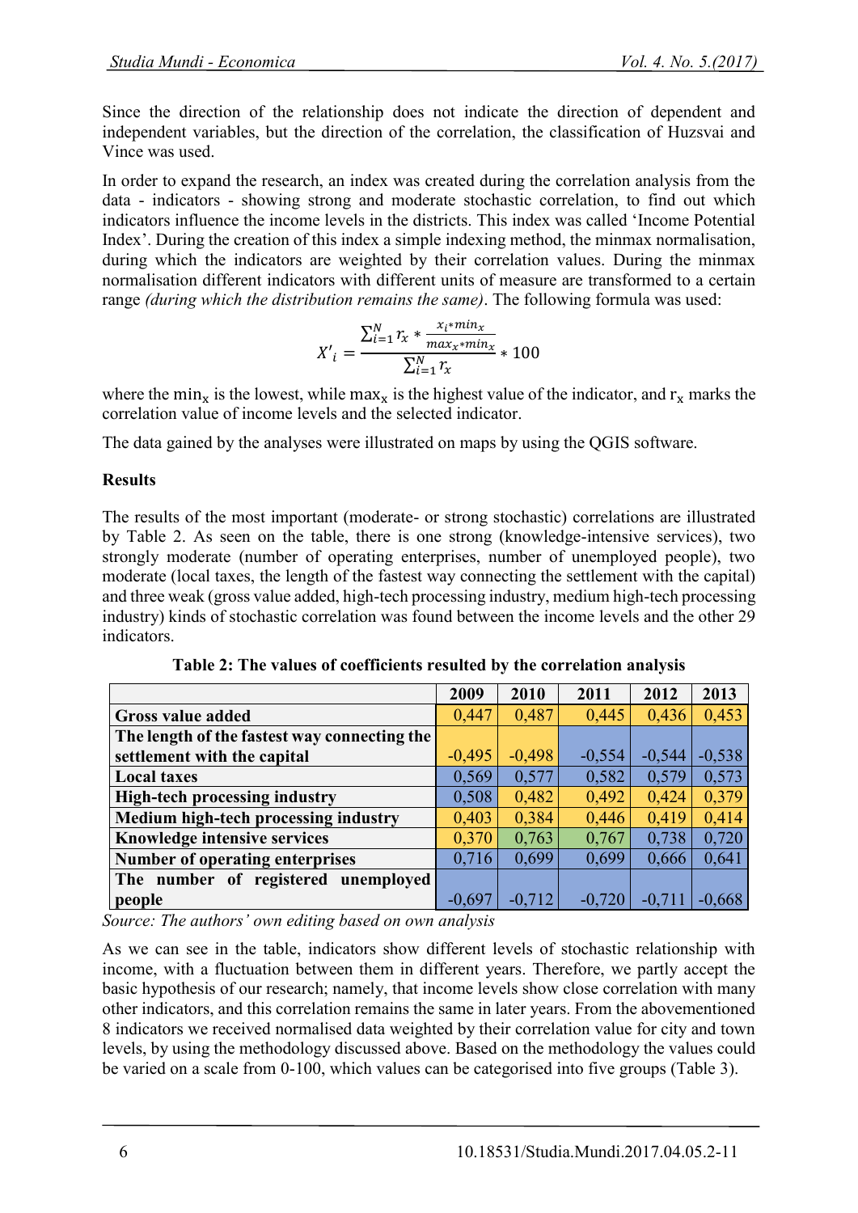Since the direction of the relationship does not indicate the direction of dependent and independent variables, but the direction of the correlation, the classification of Huzsvai and Vince was used.

In order to expand the research, an index was created during the correlation analysis from the data - indicators - showing strong and moderate stochastic correlation, to find out which indicators influence the income levels in the districts. This index was called 'Income Potential Index'. During the creation of this index a simple indexing method, the minmax normalisation, during which the indicators are weighted by their correlation values. During the minmax normalisation different indicators with different units of measure are transformed to a certain range *(during which the distribution remains the same)*. The following formula was used:

$$X'_i = \frac{\sum_{i=1}^{N} r_x * \frac{x_i * min_x}{max_x * min_x}}{\sum_{i=1}^{N} r_x} * 100$$

where the $\min_x$ is the lowest, while $\max_x$ is the highest value of the indicator, and $r_x$ marks the correlation value of income levels and the selected indicator.

The data gained by the analyses were illustrated on maps by using the QGIS software.

**Results**

The results of the most important (moderate- or strong stochastic) correlations are illustrated by Table 2. As seen on the table, there is one strong (knowledge-intensive services), two strongly moderate (number of operating enterprises, number of unemployed people), two moderate (local taxes, the length of the fastest way connecting the settlement with the capital) and three weak (gross value added, high-tech processing industry, medium high-tech processing industry) kinds of stochastic correlation was found between the income levels and the other 29 indicators.

**Table 2: The values of coefficients resulted by the correlation analysis**

| | 2009 | 2010 | 2011 | 2012 | 2013 |
|---|---|---|---|---|---|
| **Gross value added** | 0,447 | 0,487 | 0,445 | 0,436 | 0,453 |
| **The length of the fastest way connecting the settlement with the capital** | -0,495 | -0,498 | -0,554 | -0,544 | -0,538 |
| **Local taxes** | 0,569 | 0,577 | 0,582 | 0,579 | 0,573 |
| **High-tech processing industry** | 0,508 | 0,482 | 0,492 | 0,424 | 0,379 |
| **Medium high-tech processing industry** | 0,403 | 0,384 | 0,446 | 0,419 | 0,414 |
| **Knowledge intensive services** | 0,370 | 0,763 | 0,767 | 0,738 | 0,720 |
| **Number of operating enterprises** | 0,716 | 0,699 | 0,699 | 0,666 | 0,641 |
| **The number of registered unemployed people** | -0,697 | -0,712 | -0,720 | -0,711 | -0,668 |

*Source: The authors' own editing based on own analysis*

As we can see in the table, indicators show different levels of stochastic relationship with income, with a fluctuation between them in different years. Therefore, we partly accept the basic hypothesis of our research; namely, that income levels show close correlation with many other indicators, and this correlation remains the same in later years. From the abovementioned 8 indicators we received normalised data weighted by their correlation value for city and town levels, by using the methodology discussed above. Based on the methodology the values could be varied on a scale from 0-100, which values can be categorised into five groups (Table 3).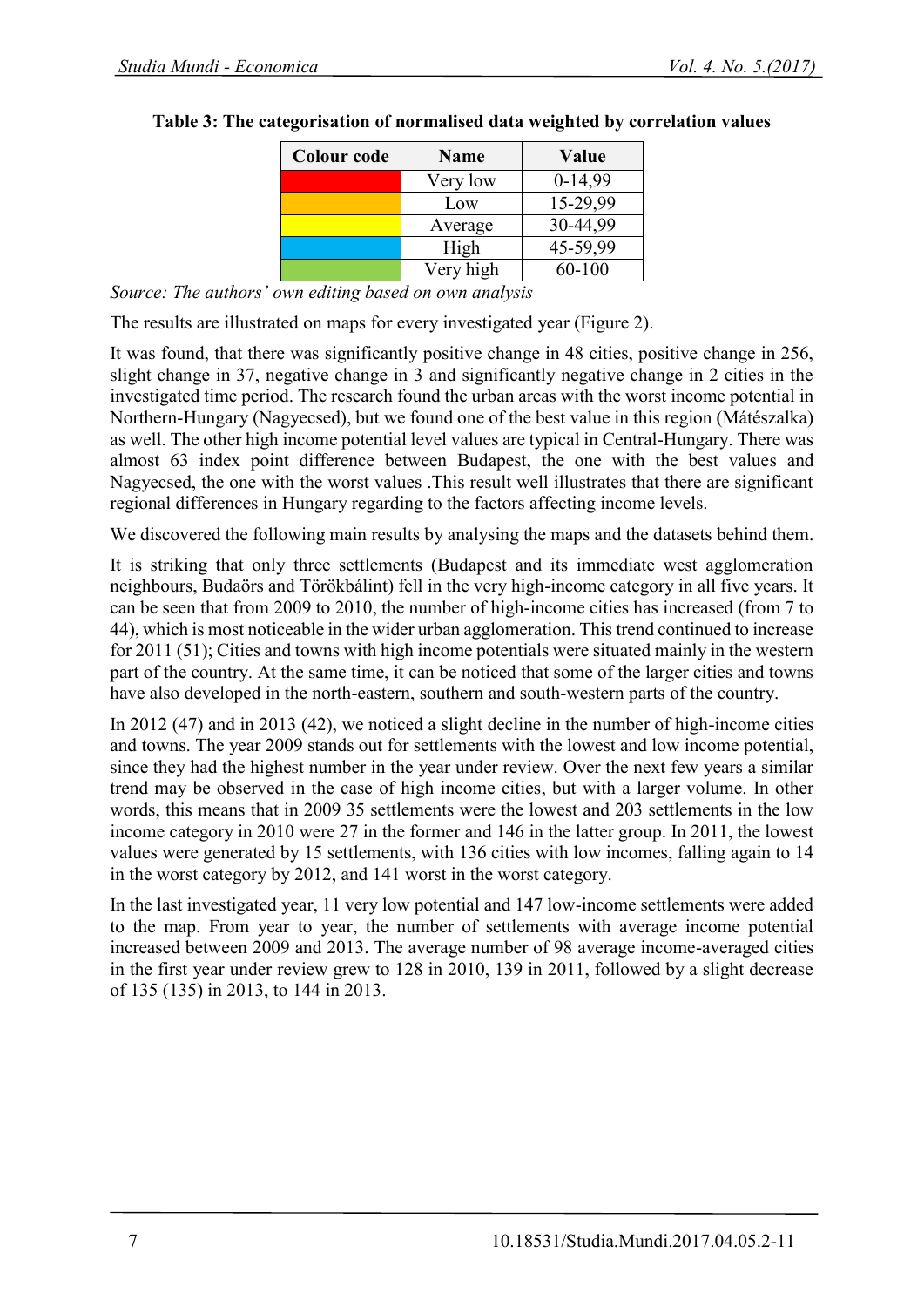**Table 3: The categorisation of normalised data weighted by correlation values**

| Colour code | Name | Value |
| --- | --- | --- |
| (red) | Very low | 0-14,99 |
| (orange) | Low | 15-29,99 |
| (yellow) | Average | 30-44,99 |
| (blue) | High | 45-59,99 |
| (green) | Very high | 60-100 |

*Source: The authors' own editing based on own analysis*

The results are illustrated on maps for every investigated year (Figure 2).

It was found, that there was significantly positive change in 48 cities, positive change in 256, slight change in 37, negative change in 3 and significantly negative change in 2 cities in the investigated time period. The research found the urban areas with the worst income potential in Northern-Hungary (Nagyecsed), but we found one of the best value in this region (Mátészalka) as well. The other high income potential level values are typical in Central-Hungary. There was almost 63 index point difference between Budapest, the one with the best values and Nagyecsed, the one with the worst values .This result well illustrates that there are significant regional differences in Hungary regarding to the factors affecting income levels.

We discovered the following main results by analysing the maps and the datasets behind them.

It is striking that only three settlements (Budapest and its immediate west agglomeration neighbours, Budaörs and Törökbálint) fell in the very high-income category in all five years. It can be seen that from 2009 to 2010, the number of high-income cities has increased (from 7 to 44), which is most noticeable in the wider urban agglomeration. This trend continued to increase for 2011 (51); Cities and towns with high income potentials were situated mainly in the western part of the country. At the same time, it can be noticed that some of the larger cities and towns have also developed in the north-eastern, southern and south-western parts of the country.

In 2012 (47) and in 2013 (42), we noticed a slight decline in the number of high-income cities and towns. The year 2009 stands out for settlements with the lowest and low income potential, since they had the highest number in the year under review. Over the next few years a similar trend may be observed in the case of high income cities, but with a larger volume. In other words, this means that in 2009 35 settlements were the lowest and 203 settlements in the low income category in 2010 were 27 in the former and 146 in the latter group. In 2011, the lowest values were generated by 15 settlements, with 136 cities with low incomes, falling again to 14 in the worst category by 2012, and 141 worst in the worst category.

In the last investigated year, 11 very low potential and 147 low-income settlements were added to the map. From year to year, the number of settlements with average income potential increased between 2009 and 2013. The average number of 98 average income-averaged cities in the first year under review grew to 128 in 2010, 139 in 2011, followed by a slight decrease of 135 (135) in 2013, to 144 in 2013.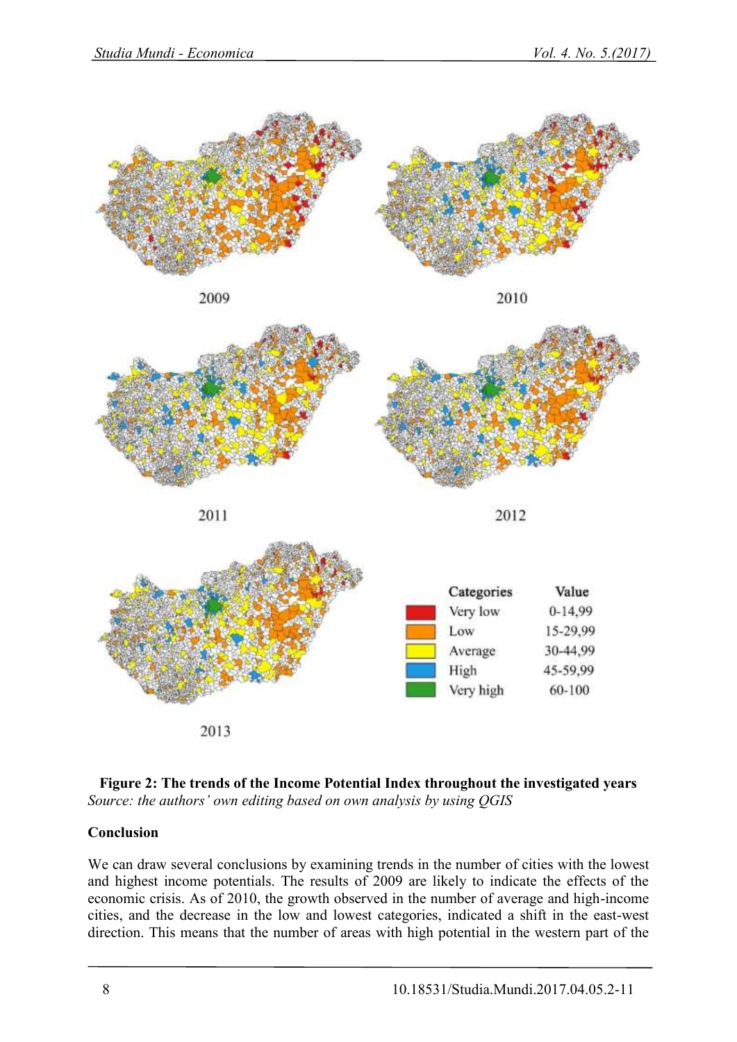| Categories | Value |
| --- | --- |
| Very low | 0-14,99 |
| Low | 15-29,99 |
| Average | 30-44,99 |
| High | 45-59,99 |
| Very high | 60-100 |

**Figure 2: The trends of the Income Potential Index throughout the investigated years**
*Source: the authors' own editing based on own analysis by using QGIS*

**Conclusion**

We can draw several conclusions by examining trends in the number of cities with the lowest and highest income potentials. The results of 2009 are likely to indicate the effects of the economic crisis. As of 2010, the growth observed in the number of average and high-income cities, and the decrease in the low and lowest categories, indicated a shift in the east-west direction. This means that the number of areas with high potential in the western part of the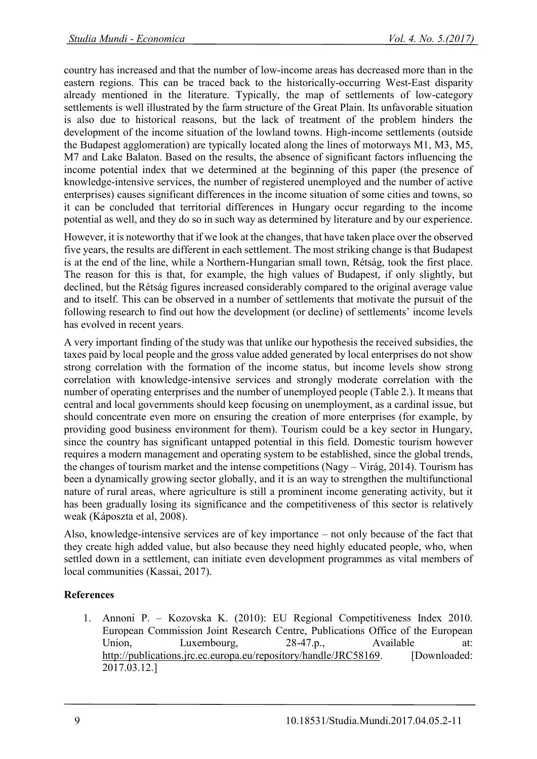country has increased and that the number of low-income areas has decreased more than in the eastern regions. This can be traced back to the historically-occurring West-East disparity already mentioned in the literature. Typically, the map of settlements of low-category settlements is well illustrated by the farm structure of the Great Plain. Its unfavorable situation is also due to historical reasons, but the lack of treatment of the problem hinders the development of the income situation of the lowland towns. High-income settlements (outside the Budapest agglomeration) are typically located along the lines of motorways M1, M3, M5, M7 and Lake Balaton. Based on the results, the absence of significant factors influencing the income potential index that we determined at the beginning of this paper (the presence of knowledge-intensive services, the number of registered unemployed and the number of active enterprises) causes significant differences in the income situation of some cities and towns, so it can be concluded that territorial differences in Hungary occur regarding to the income potential as well, and they do so in such way as determined by literature and by our experience.

However, it is noteworthy that if we look at the changes, that have taken place over the observed five years, the results are different in each settlement. The most striking change is that Budapest is at the end of the line, while a Northern-Hungarian small town, Rétság, took the first place. The reason for this is that, for example, the high values of Budapest, if only slightly, but declined, but the Rétság figures increased considerably compared to the original average value and to itself. This can be observed in a number of settlements that motivate the pursuit of the following research to find out how the development (or decline) of settlements' income levels has evolved in recent years.

A very important finding of the study was that unlike our hypothesis the received subsidies, the taxes paid by local people and the gross value added generated by local enterprises do not show strong correlation with the formation of the income status, but income levels show strong correlation with knowledge-intensive services and strongly moderate correlation with the number of operating enterprises and the number of unemployed people (Table 2.). It means that central and local governments should keep focusing on unemployment, as a cardinal issue, but should concentrate even more on ensuring the creation of more enterprises (for example, by providing good business environment for them). Tourism could be a key sector in Hungary, since the country has significant untapped potential in this field. Domestic tourism however requires a modern management and operating system to be established, since the global trends, the changes of tourism market and the intense competitions (Nagy – Virág, 2014). Tourism has been a dynamically growing sector globally, and it is an way to strengthen the multifunctional nature of rural areas, where agriculture is still a prominent income generating activity, but it has been gradually losing its significance and the competitiveness of this sector is relatively weak (Káposzta et al, 2008).

Also, knowledge-intensive services are of key importance – not only because of the fact that they create high added value, but also because they need highly educated people, who, when settled down in a settlement, can initiate even development programmes as vital members of local communities (Kassai, 2017).

## References

1. Annoni P. – Kozovska K. (2010): EU Regional Competitiveness Index 2010. European Commission Joint Research Centre, Publications Office of the European Union, Luxembourg, 28-47.p., Available at: http://publications.jrc.ec.europa.eu/repository/handle/JRC58169. [Downloaded: 2017.03.12.]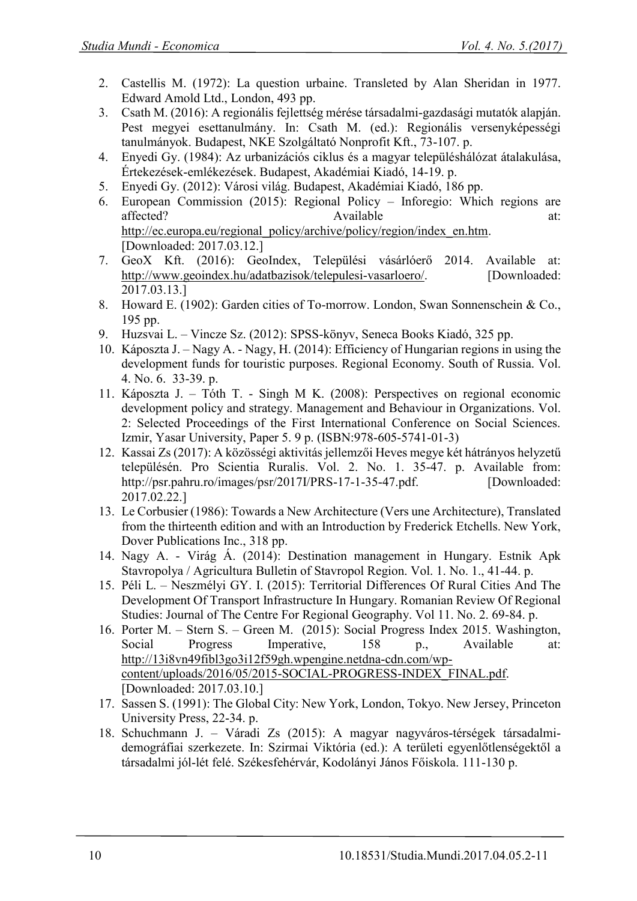2. Castellis M. (1972): La question urbaine. Transleted by Alan Sheridan in 1977. Edward Amold Ltd., London, 493 pp.
3. Csath M. (2016): A regionális fejlettség mérése társadalmi-gazdasági mutatók alapján. Pest megyei esettanulmány. In: Csath M. (ed.): Regionális versenyképességi tanulmányok. Budapest, NKE Szolgáltató Nonprofit Kft., 73-107. p.
4. Enyedi Gy. (1984): Az urbanizációs ciklus és a magyar településhálózat átalakulása, Értekezések-emlékezések. Budapest, Akadémiai Kiadó, 14-19. p.
5. Enyedi Gy. (2012): Városi világ. Budapest, Akadémiai Kiadó, 186 pp.
6. European Commission (2015): Regional Policy – Inforegio: Which regions are affected? Available at: http://ec.europa.eu/regional_policy/archive/policy/region/index_en.htm. [Downloaded: 2017.03.12.]
7. GeoX Kft. (2016): GeoIndex, Települési vásárlóerő 2014. Available at: http://www.geoindex.hu/adatbazisok/telepulesi-vasarloero/. [Downloaded: 2017.03.13.]
8. Howard E. (1902): Garden cities of To-morrow. London, Swan Sonnenschein & Co., 195 pp.
9. Huzsvai L. – Vincze Sz. (2012): SPSS-könyv, Seneca Books Kiadó, 325 pp.
10. Káposzta J. – Nagy A. - Nagy, H. (2014): Efficiency of Hungarian regions in using the development funds for touristic purposes. Regional Economy. South of Russia. Vol. 4. No. 6. 33-39. p.
11. Káposzta J. – Tóth T. - Singh M K. (2008): Perspectives on regional economic development policy and strategy. Management and Behaviour in Organizations. Vol. 2: Selected Proceedings of the First International Conference on Social Sciences. Izmir, Yasar University, Paper 5. 9 p. (ISBN:978-605-5741-01-3)
12. Kassai Zs (2017): A közösségi aktivitás jellemzői Heves megye két hátrányos helyzetű településén. Pro Scientia Ruralis. Vol. 2. No. 1. 35-47. p. Available from: http://psr.pahru.ro/images/psr/2017I/PRS-17-1-35-47.pdf. [Downloaded: 2017.02.22.]
13. Le Corbusier (1986): Towards a New Architecture (Vers une Architecture), Translated from the thirteenth edition and with an Introduction by Frederick Etchells. New York, Dover Publications Inc., 318 pp.
14. Nagy A. - Virág Á. (2014): Destination management in Hungary. Estnik Apk Stavropolya / Agricultura Bulletin of Stavropol Region. Vol. 1. No. 1., 41-44. p.
15. Péli L. – Neszmélyi GY. I. (2015): Territorial Differences Of Rural Cities And The Development Of Transport Infrastructure In Hungary. Romanian Review Of Regional Studies: Journal of The Centre For Regional Geography. Vol 11. No. 2. 69-84. p.
16. Porter M. – Stern S. – Green M. (2015): Social Progress Index 2015. Washington, Social Progress Imperative, 158 p., Available at: http://13i8vn49fibl3go3i12f59gh.wpengine.netdna-cdn.com/wp-content/uploads/2016/05/2015-SOCIAL-PROGRESS-INDEX_FINAL.pdf. [Downloaded: 2017.03.10.]
17. Sassen S. (1991): The Global City: New York, London, Tokyo. New Jersey, Princeton University Press, 22-34. p.
18. Schuchmann J. – Váradi Zs (2015): A magyar nagyváros-térségek társadalmi-demográfiai szerkezete. In: Szirmai Viktória (ed.): A területi egyenlőtlenségektől a társadalmi jól-lét felé. Székesfehérvár, Kodolányi János Főiskola. 111-130 p.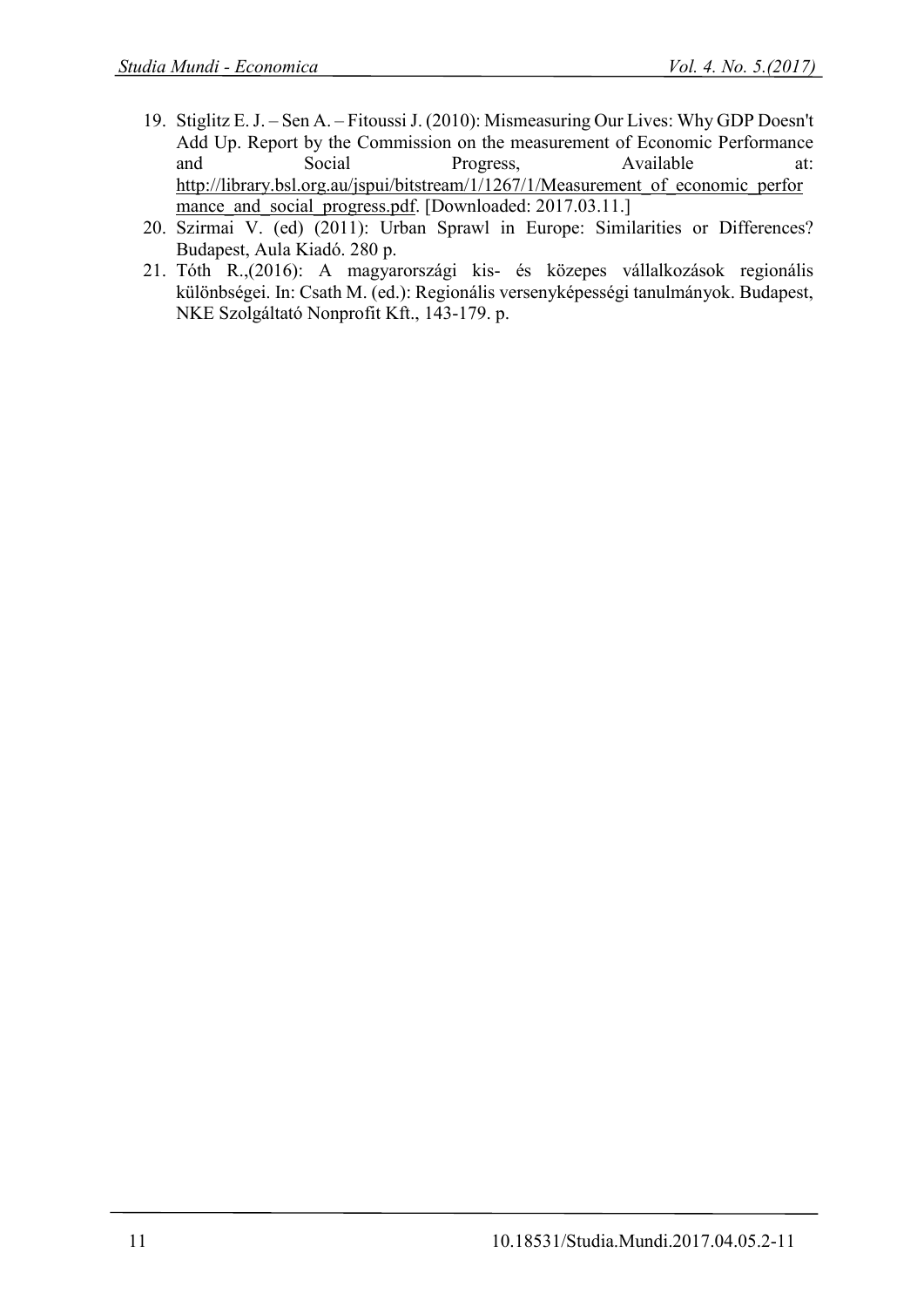19. Stiglitz E. J. – Sen A. – Fitoussi J. (2010): Mismeasuring Our Lives: Why GDP Doesn't Add Up. Report by the Commission on the measurement of Economic Performance and Social Progress, Available at: http://library.bsl.org.au/jspui/bitstream/1/1267/1/Measurement_of_economic_performance_and_social_progress.pdf. [Downloaded: 2017.03.11.]
20. Szirmai V. (ed) (2011): Urban Sprawl in Europe: Similarities or Differences? Budapest, Aula Kiadó. 280 p.
21. Tóth R.,(2016): A magyarországi kis- és közepes vállalkozások regionális különbségei. In: Csath M. (ed.): Regionális versenyképességi tanulmányok. Budapest, NKE Szolgáltató Nonprofit Kft., 143-179. p.